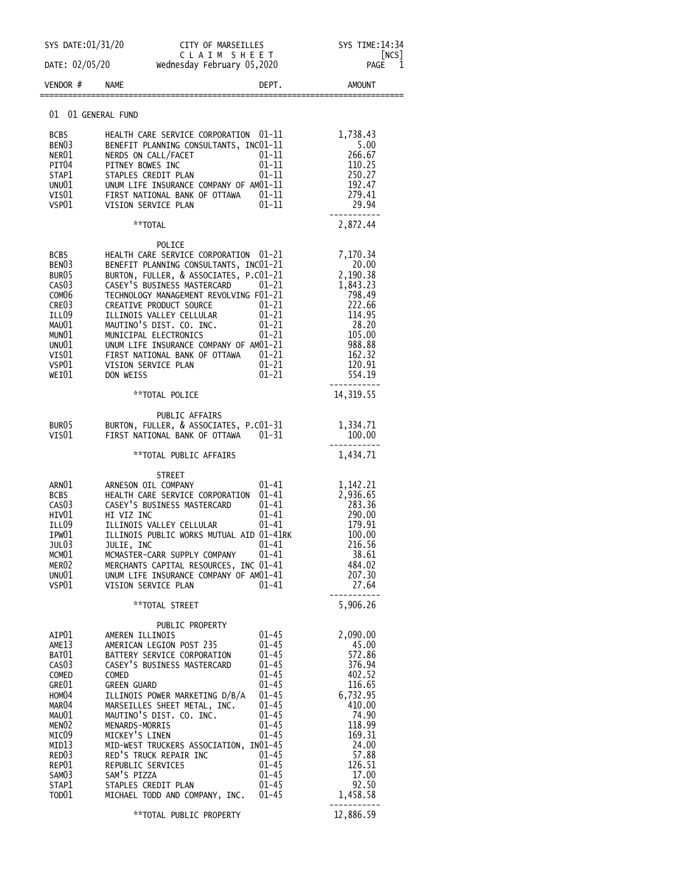SYS DATE:01/31/20 CITY OF MARSEILLES SYS TIME:14:34

CLAIM SHEET [NCS]

DATE: 02/05/20 Wednesday February 05,2020

| VENDOR # | NAME | DEPT. | AMOUNT |
|---|---|---|---|
| **01 01 GENERAL FUND** | | | |
| BCBS | HEALTH CARE SERVICE CORPORATION | 01-11 | 1,738.43 |
| BEN03 | BENEFIT PLANNING CONSULTANTS, INC | 01-11 | 5.00 |
| NER01 | NERDS ON CALL/FACET | 01-11 | 266.67 |
| PIT04 | PITNEY BOWES INC | 01-11 | 110.25 |
| STAP1 | STAPLES CREDIT PLAN | 01-11 | 250.27 |
| UNU01 | UNUM LIFE INSURANCE COMPANY OF AM | 01-11 | 192.47 |
| VIS01 | FIRST NATIONAL BANK OF OTTAWA | 01-11 | 279.41 |
| VSP01 | VISION SERVICE PLAN | 01-11 | 29.94 |
| | **TOTAL | | 2,872.44 |
| | POLICE | | |
| BCBS | HEALTH CARE SERVICE CORPORATION | 01-21 | 7,170.34 |
| BEN03 | BENEFIT PLANNING CONSULTANTS, INC | 01-21 | 20.00 |
| BUR05 | BURTON, FULLER, & ASSOCIATES, P.C | 01-21 | 2,190.38 |
| CAS03 | CASEY'S BUSINESS MASTERCARD | 01-21 | 1,843.23 |
| COM06 | TECHNOLOGY MANAGEMENT REVOLVING F | 01-21 | 798.49 |
| CRE03 | CREATIVE PRODUCT SOURCE | 01-21 | 222.66 |
| ILL09 | ILLINOIS VALLEY CELLULAR | 01-21 | 114.95 |
| MAU01 | MAUTINO'S DIST. CO. INC. | 01-21 | 28.20 |
| MUN01 | MUNICIPAL ELECTRONICS | 01-21 | 105.00 |
| UNU01 | UNUM LIFE INSURANCE COMPANY OF AM | 01-21 | 988.88 |
| VIS01 | FIRST NATIONAL BANK OF OTTAWA | 01-21 | 162.32 |
| VSP01 | VISION SERVICE PLAN | 01-21 | 120.91 |
| WEI01 | DON WEISS | 01-21 | 554.19 |
| | **TOTAL POLICE | | 14,319.55 |
| | PUBLIC AFFAIRS | | |
| BUR05 | BURTON, FULLER, & ASSOCIATES, P.C | 01-31 | 1,334.71 |
| VIS01 | FIRST NATIONAL BANK OF OTTAWA | 01-31 | 100.00 |
| | **TOTAL PUBLIC AFFAIRS | | 1,434.71 |
| | STREET | | |
| ARN01 | ARNESON OIL COMPANY | 01-41 | 1,142.21 |
| BCBS | HEALTH CARE SERVICE CORPORATION | 01-41 | 2,936.65 |
| CAS03 | CASEY'S BUSINESS MASTERCARD | 01-41 | 283.36 |
| HIV01 | HI VIZ INC | 01-41 | 290.00 |
| ILL09 | ILLINOIS VALLEY CELLULAR | 01-41 | 179.91 |
| IPW01 | ILLINOIS PUBLIC WORKS MUTUAL AID | 01-41RK | 100.00 |
| JUL03 | JULIE, INC | 01-41 | 216.56 |
| MCM01 | MCMASTER-CARR SUPPLY COMPANY | 01-41 | 38.61 |
| MER02 | MERCHANTS CAPITAL RESOURCES, INC | 01-41 | 484.02 |
| UNU01 | UNUM LIFE INSURANCE COMPANY OF AM | 01-41 | 207.30 |
| VSP01 | VISION SERVICE PLAN | 01-41 | 27.64 |
| | **TOTAL STREET | | 5,906.26 |
| | PUBLIC PROPERTY | | |
| AIP01 | AMEREN ILLINOIS | 01-45 | 2,090.00 |
| AME13 | AMERICAN LEGION POST 235 | 01-45 | 45.00 |
| BAT01 | BATTERY SERVICE CORPORATION | 01-45 | 572.86 |
| CAS03 | CASEY'S BUSINESS MASTERCARD | 01-45 | 376.94 |
| COMED | COMED | 01-45 | 402.52 |
| GRE01 | GREEN GUARD | 01-45 | 116.65 |
| HOM04 | ILLINOIS POWER MARKETING D/B/A | 01-45 | 6,732.95 |
| MAR04 | MARSEILLES SHEET METAL, INC. | 01-45 | 410.00 |
| MAU01 | MAUTINO'S DIST. CO. INC. | 01-45 | 74.90 |
| MEN02 | MENARDS-MORRIS | 01-45 | 118.99 |
| MIC09 | MICKEY'S LINEN | 01-45 | 169.31 |
| MID13 | MID-WEST TRUCKERS ASSOCIATION, IN | 01-45 | 24.00 |
| RED03 | RED'S TRUCK REPAIR INC | 01-45 | 57.88 |
| REP01 | REPUBLIC SERVICES | 01-45 | 126.51 |
| SAM03 | SAM'S PIZZA | 01-45 | 17.00 |
| STAP1 | STAPLES CREDIT PLAN | 01-45 | 92.50 |
| TOD01 | MICHAEL TODD AND COMPANY, INC. | 01-45 | 1,458.58 |
| | **TOTAL PUBLIC PROPERTY | | 12,886.59 |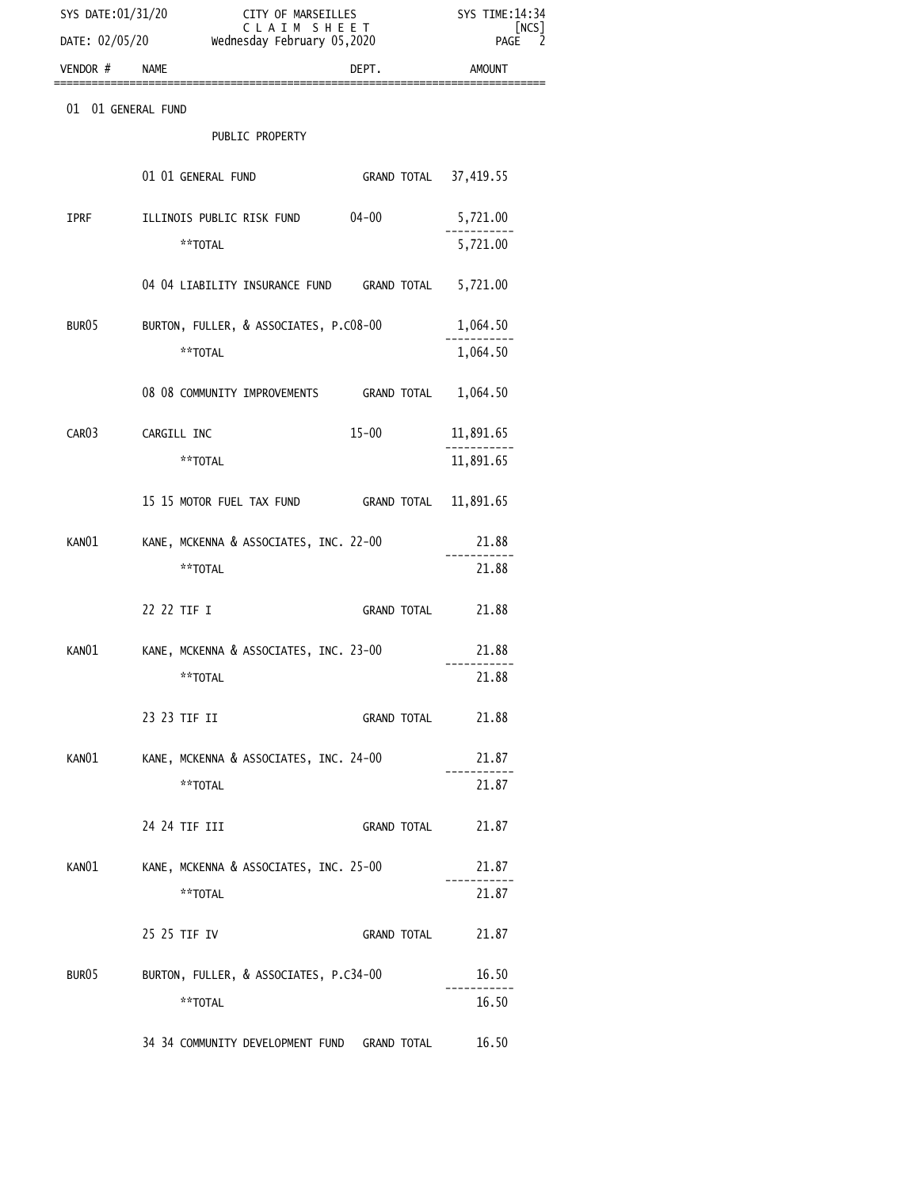SYS DATE:01/31/20 CITY OF MARSEILLES SYS TIME:14:34

CLAIM SHEET [NCS]

DATE: 02/05/20 Wednesday February 05,2020

| VENDOR # | NAME | DEPT. | AMOUNT |
|---|---|---|---|
| 01 01 GENERAL FUND | | | |
| | PUBLIC PROPERTY | | |
| | 01 01 GENERAL FUND | GRAND TOTAL | 37,419.55 |
| IPRF | ILLINOIS PUBLIC RISK FUND | 04-00 | 5,721.00 |
| | **TOTAL | | 5,721.00 |
| | 04 04 LIABILITY INSURANCE FUND | GRAND TOTAL | 5,721.00 |
| BUR05 | BURTON, FULLER, & ASSOCIATES, P.C | 08-00 | 1,064.50 |
| | **TOTAL | | 1,064.50 |
| | 08 08 COMMUNITY IMPROVEMENTS | GRAND TOTAL | 1,064.50 |
| CAR03 | CARGILL INC | 15-00 | 11,891.65 |
| | **TOTAL | | 11,891.65 |
| | 15 15 MOTOR FUEL TAX FUND | GRAND TOTAL | 11,891.65 |
| KAN01 | KANE, MCKENNA & ASSOCIATES, INC. | 22-00 | 21.88 |
| | **TOTAL | | 21.88 |
| | 22 22 TIF I | GRAND TOTAL | 21.88 |
| KAN01 | KANE, MCKENNA & ASSOCIATES, INC. | 23-00 | 21.88 |
| | **TOTAL | | 21.88 |
| | 23 23 TIF II | GRAND TOTAL | 21.88 |
| KAN01 | KANE, MCKENNA & ASSOCIATES, INC. | 24-00 | 21.87 |
| | **TOTAL | | 21.87 |
| | 24 24 TIF III | GRAND TOTAL | 21.87 |
| KAN01 | KANE, MCKENNA & ASSOCIATES, INC. | 25-00 | 21.87 |
| | **TOTAL | | 21.87 |
| | 25 25 TIF IV | GRAND TOTAL | 21.87 |
| BUR05 | BURTON, FULLER, & ASSOCIATES, P.C | 34-00 | 16.50 |
| | **TOTAL | | 16.50 |
| | 34 34 COMMUNITY DEVELOPMENT FUND | GRAND TOTAL | 16.50 |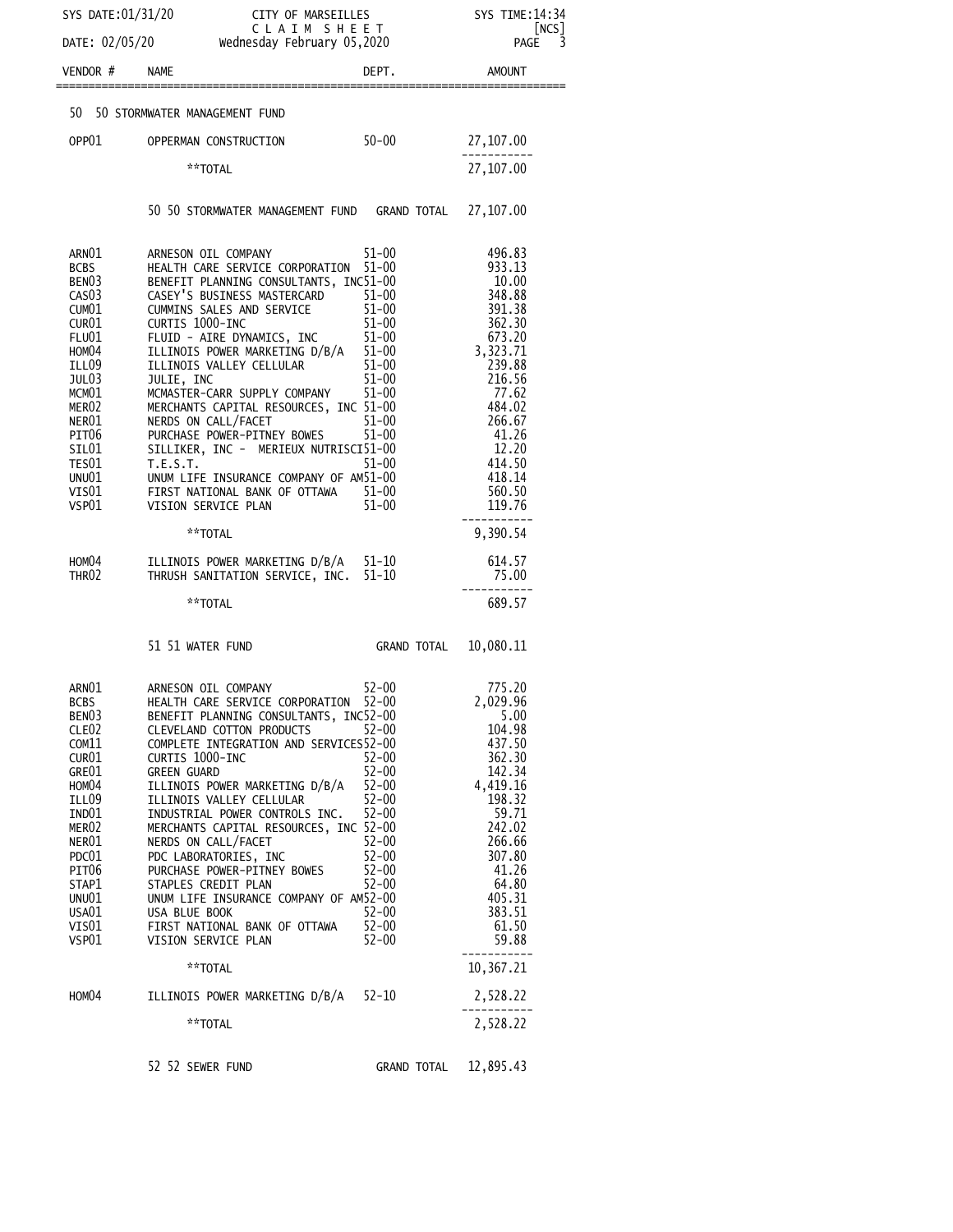SYS DATE:01/31/20 CITY OF MARSEILLES SYS TIME:14:34

C L A I M S H E E T [NCS]

DATE: 02/05/20 Wednesday February 05,2020

| VENDOR # | NAME | DEPT. | AMOUNT |
|---|---|---|---|
| 50 | 50 STORMWATER MANAGEMENT FUND | | |
| OPP01 | OPPERMAN CONSTRUCTION | 50-00 | 27,107.00 |
| | **TOTAL | | 27,107.00 |
| | 50 50 STORMWATER MANAGEMENT FUND | GRAND TOTAL | 27,107.00 |
| ARN01 | ARNESON OIL COMPANY | 51-00 | 496.83 |
| BCBS | HEALTH CARE SERVICE CORPORATION | 51-00 | 933.13 |
| BEN03 | BENEFIT PLANNING CONSULTANTS, INC | 51-00 | 10.00 |
| CAS03 | CASEY'S BUSINESS MASTERCARD | 51-00 | 348.88 |
| CUM01 | CUMMINS SALES AND SERVICE | 51-00 | 391.38 |
| CUR01 | CURTIS 1000-INC | 51-00 | 362.30 |
| FLU01 | FLUID - AIRE DYNAMICS, INC | 51-00 | 673.20 |
| HOM04 | ILLINOIS POWER MARKETING D/B/A | 51-00 | 3,323.71 |
| ILL09 | ILLINOIS VALLEY CELLULAR | 51-00 | 239.88 |
| JUL03 | JULIE, INC | 51-00 | 216.56 |
| MCM01 | MCMASTER-CARR SUPPLY COMPANY | 51-00 | 77.62 |
| MER02 | MERCHANTS CAPITAL RESOURCES, INC | 51-00 | 484.02 |
| NER01 | NERDS ON CALL/FACET | 51-00 | 266.67 |
| PIT06 | PURCHASE POWER-PITNEY BOWES | 51-00 | 41.26 |
| SIL01 | SILLIKER, INC - MERIEUX NUTRISCI | 51-00 | 12.20 |
| TES01 | T.E.S.T. | 51-00 | 414.50 |
| UNU01 | UNUM LIFE INSURANCE COMPANY OF AM | 51-00 | 418.14 |
| VIS01 | FIRST NATIONAL BANK OF OTTAWA | 51-00 | 560.50 |
| VSP01 | VISION SERVICE PLAN | 51-00 | 119.76 |
| | **TOTAL | | 9,390.54 |
| HOM04 | ILLINOIS POWER MARKETING D/B/A | 51-10 | 614.57 |
| THR02 | THRUSH SANITATION SERVICE, INC. | 51-10 | 75.00 |
| | **TOTAL | | 689.57 |
| | 51 51 WATER FUND | GRAND TOTAL | 10,080.11 |
| ARN01 | ARNESON OIL COMPANY | 52-00 | 775.20 |
| BCBS | HEALTH CARE SERVICE CORPORATION | 52-00 | 2,029.96 |
| BEN03 | BENEFIT PLANNING CONSULTANTS, INC | 52-00 | 5.00 |
| CLE02 | CLEVELAND COTTON PRODUCTS | 52-00 | 104.98 |
| COM11 | COMPLETE INTEGRATION AND SERVICES | 52-00 | 437.50 |
| CUR01 | CURTIS 1000-INC | 52-00 | 362.30 |
| GRE01 | GREEN GUARD | 52-00 | 142.34 |
| HOM04 | ILLINOIS POWER MARKETING D/B/A | 52-00 | 4,419.16 |
| ILL09 | ILLINOIS VALLEY CELLULAR | 52-00 | 198.32 |
| IND01 | INDUSTRIAL POWER CONTROLS INC. | 52-00 | 59.71 |
| MER02 | MERCHANTS CAPITAL RESOURCES, INC | 52-00 | 242.02 |
| NER01 | NERDS ON CALL/FACET | 52-00 | 266.66 |
| PDC01 | PDC LABORATORIES, INC | 52-00 | 307.80 |
| PIT06 | PURCHASE POWER-PITNEY BOWES | 52-00 | 41.26 |
| STAP1 | STAPLES CREDIT PLAN | 52-00 | 64.80 |
| UNU01 | UNUM LIFE INSURANCE COMPANY OF AM | 52-00 | 405.31 |
| USA01 | USA BLUE BOOK | 52-00 | 383.51 |
| VIS01 | FIRST NATIONAL BANK OF OTTAWA | 52-00 | 61.50 |
| VSP01 | VISION SERVICE PLAN | 52-00 | 59.88 |
| | **TOTAL | | 10,367.21 |
| HOM04 | ILLINOIS POWER MARKETING D/B/A | 52-10 | 2,528.22 |
| | **TOTAL | | 2,528.22 |
| | 52 52 SEWER FUND | GRAND TOTAL | 12,895.43 |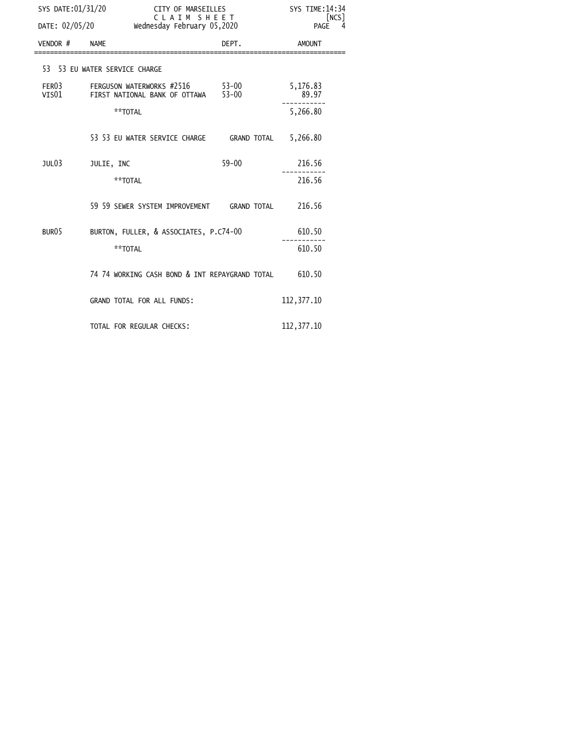| VENDOR # | NAME | DEPT. | AMOUNT |
|---|---|---|---|
| 53 53 EU WATER SERVICE CHARGE | | | |
| FER03 | FERGUSON WATERWORKS #2516 | 53-00 | 5,176.83 |
| VIS01 | FIRST NATIONAL BANK OF OTTAWA | 53-00 | 89.97 |
| | **TOTAL | | 5,266.80 |
| | 53 53 EU WATER SERVICE CHARGE | GRAND TOTAL | 5,266.80 |
| JUL03 | JULIE, INC | 59-00 | 216.56 |
| | **TOTAL | | 216.56 |
| | 59 59 SEWER SYSTEM IMPROVEMENT | GRAND TOTAL | 216.56 |
| BUR05 | BURTON, FULLER, & ASSOCIATES, P.C | 74-00 | 610.50 |
| | **TOTAL | | 610.50 |
| | 74 74 WORKING CASH BOND & INT REPAY | GRAND TOTAL | 610.50 |
| | GRAND TOTAL FOR ALL FUNDS: | | 112,377.10 |
| | TOTAL FOR REGULAR CHECKS: | | 112,377.10 |